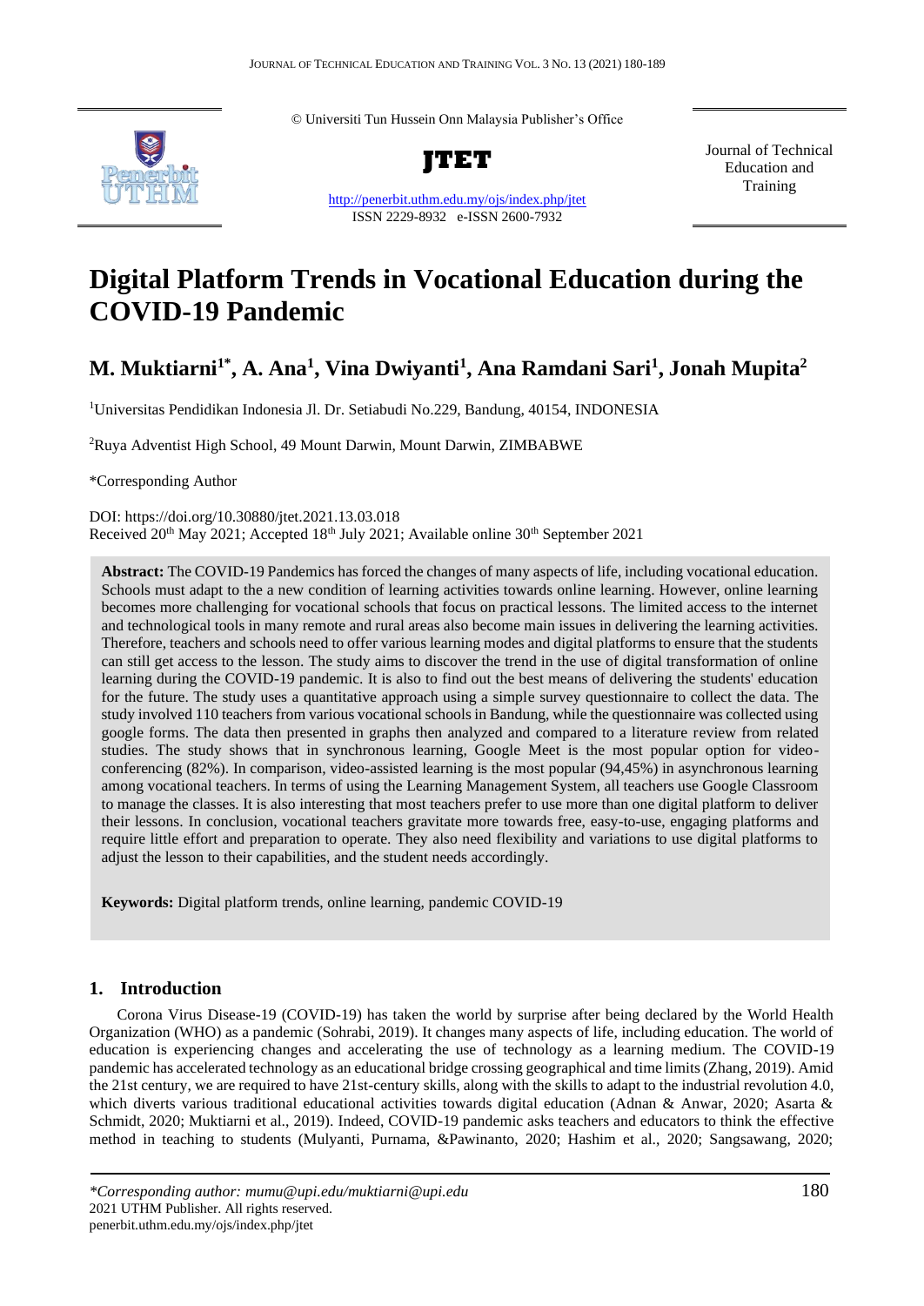© Universiti Tun Hussein Onn Malaysia Publisher's Office

**JTET**

http://penerbit.uthm.edu.my/ojs/index.php/jtet

ISSN 2229-8932 e-ISSN 2600-7932

Journal of Technical Education and Training

# Digital Platform Trends in Vocational Education during the COVID-19 Pandemic

## M. Muktiarni[1*], A. Ana[1], Vina Dwiyanti[1], Ana Ramdani Sari[1], Jonah Mupita[2]

[1]Universitas Pendidikan Indonesia Jl. Dr. Setiabudi No.229, Bandung, 40154, INDONESIA

[2]Ruya Adventist High School, 49 Mount Darwin, Mount Darwin, ZIMBABWE

*Corresponding Author

DOI: https://doi.org/10.30880/jtet.2021.13.03.018

Received 20th May 2021; Accepted 18th July 2021; Available online 30th September 2021

**Abstract:** The COVID-19 Pandemics has forced the changes of many aspects of life, including vocational education. Schools must adapt to the a new condition of learning activities towards online learning. However, online learning becomes more challenging for vocational schools that focus on practical lessons. The limited access to the internet and technological tools in many remote and rural areas also become main issues in delivering the learning activities. Therefore, teachers and schools need to offer various learning modes and digital platforms to ensure that the students can still get access to the lesson. The study aims to discover the trend in the use of digital transformation of online learning during the COVID-19 pandemic. It is also to find out the best means of delivering the students' education for the future. The study uses a quantitative approach using a simple survey questionnaire to collect the data. The study involved 110 teachers from various vocational schools in Bandung, while the questionnaire was collected using google forms. The data then presented in graphs then analyzed and compared to a literature review from related studies. The study shows that in synchronous learning, Google Meet is the most popular option for video-conferencing (82%). In comparison, video-assisted learning is the most popular (94,45%) in asynchronous learning among vocational teachers. In terms of using the Learning Management System, all teachers use Google Classroom to manage the classes. It is also interesting that most teachers prefer to use more than one digital platform to deliver their lessons. In conclusion, vocational teachers gravitate more towards free, easy-to-use, engaging platforms and require little effort and preparation to operate. They also need flexibility and variations to use digital platforms to adjust the lesson to their capabilities, and the student needs accordingly.

**Keywords:** Digital platform trends, online learning, pandemic COVID-19

## 1. Introduction

Corona Virus Disease-19 (COVID-19) has taken the world by surprise after being declared by the World Health Organization (WHO) as a pandemic (Sohrabi, 2019). It changes many aspects of life, including education. The world of education is experiencing changes and accelerating the use of technology as a learning medium. The COVID-19 pandemic has accelerated technology as an educational bridge crossing geographical and time limits (Zhang, 2019). Amid the 21st century, we are required to have 21st-century skills, along with the skills to adapt to the industrial revolution 4.0, which diverts various traditional educational activities towards digital education (Adnan & Anwar, 2020; Asarta & Schmidt, 2020; Muktiarni et al., 2019). Indeed, COVID-19 pandemic asks teachers and educators to think the effective method in teaching to students (Mulyanti, Purnama, &Pawinanto, 2020; Hashim et al., 2020; Sangsawang, 2020;

*Corresponding author: mumu@upi.edu/muktiarni@upi.edu*
2021 UTHM Publisher. All rights reserved.
penerbit.uthm.edu.my/ojs/index.php/jtet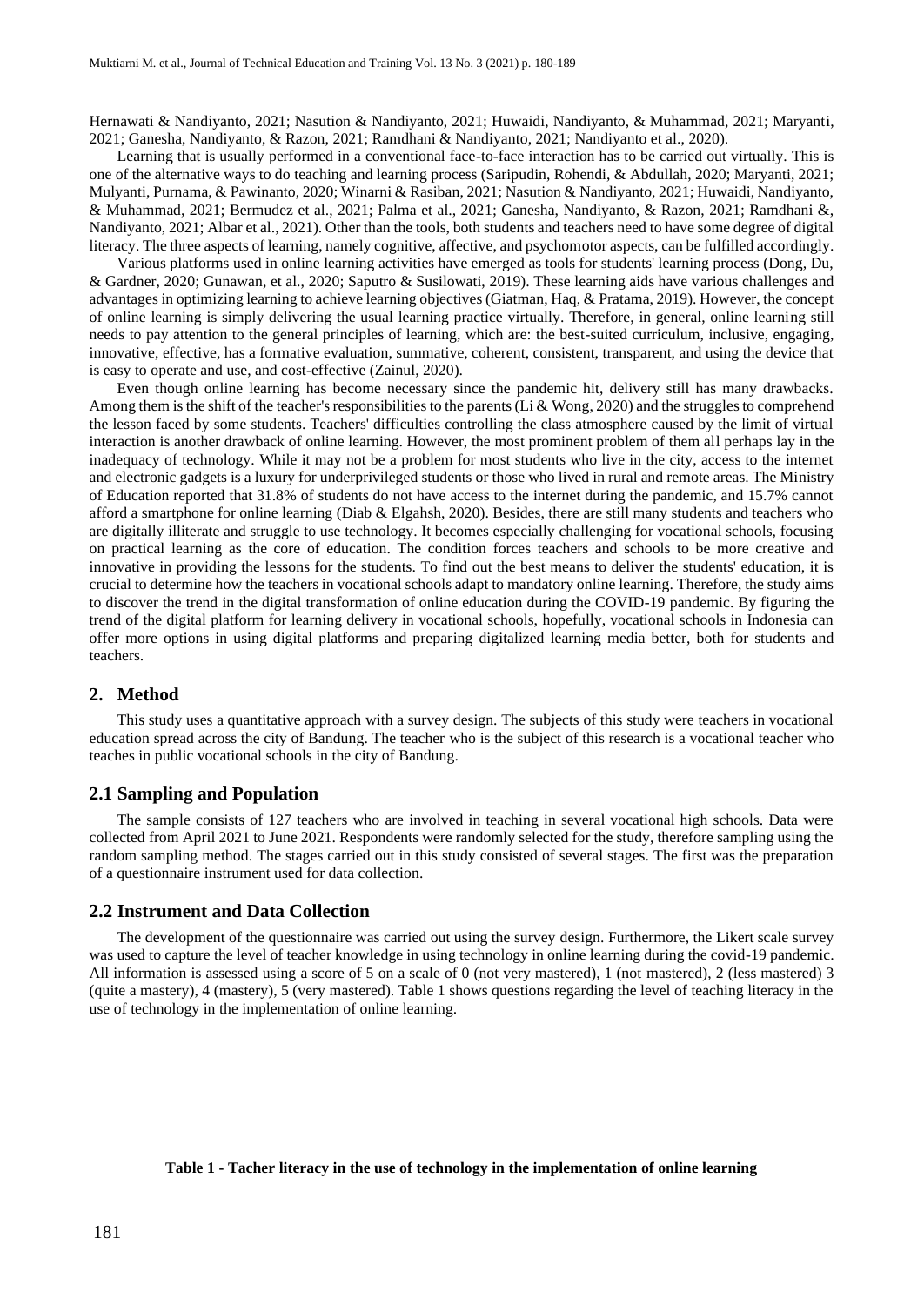Hernawati & Nandiyanto, 2021; Nasution & Nandiyanto, 2021; Huwaidi, Nandiyanto, & Muhammad, 2021; Maryanti, 2021; Ganesha, Nandiyanto, & Razon, 2021; Ramdhani & Nandiyanto, 2021; Nandiyanto et al., 2020).

Learning that is usually performed in a conventional face-to-face interaction has to be carried out virtually. This is one of the alternative ways to do teaching and learning process (Saripudin, Rohendi, & Abdullah, 2020; Maryanti, 2021; Mulyanti, Purnama, & Pawinanto, 2020; Winarni & Rasiban, 2021; Nasution & Nandiyanto, 2021; Huwaidi, Nandiyanto, & Muhammad, 2021; Bermudez et al., 2021; Palma et al., 2021; Ganesha, Nandiyanto, & Razon, 2021; Ramdhani &, Nandiyanto, 2021; Albar et al., 2021). Other than the tools, both students and teachers need to have some degree of digital literacy. The three aspects of learning, namely cognitive, affective, and psychomotor aspects, can be fulfilled accordingly.

Various platforms used in online learning activities have emerged as tools for students' learning process (Dong, Du, & Gardner, 2020; Gunawan, et al., 2020; Saputro & Susilowati, 2019). These learning aids have various challenges and advantages in optimizing learning to achieve learning objectives (Giatman, Haq, & Pratama, 2019). However, the concept of online learning is simply delivering the usual learning practice virtually. Therefore, in general, online learning still needs to pay attention to the general principles of learning, which are: the best-suited curriculum, inclusive, engaging, innovative, effective, has a formative evaluation, summative, coherent, consistent, transparent, and using the device that is easy to operate and use, and cost-effective (Zainul, 2020).

Even though online learning has become necessary since the pandemic hit, delivery still has many drawbacks. Among them is the shift of the teacher's responsibilities to the parents (Li & Wong, 2020) and the struggles to comprehend the lesson faced by some students. Teachers' difficulties controlling the class atmosphere caused by the limit of virtual interaction is another drawback of online learning. However, the most prominent problem of them all perhaps lay in the inadequacy of technology. While it may not be a problem for most students who live in the city, access to the internet and electronic gadgets is a luxury for underprivileged students or those who lived in rural and remote areas. The Ministry of Education reported that 31.8% of students do not have access to the internet during the pandemic, and 15.7% cannot afford a smartphone for online learning (Diab & Elgahsh, 2020). Besides, there are still many students and teachers who are digitally illiterate and struggle to use technology. It becomes especially challenging for vocational schools, focusing on practical learning as the core of education. The condition forces teachers and schools to be more creative and innovative in providing the lessons for the students. To find out the best means to deliver the students' education, it is crucial to determine how the teachers in vocational schools adapt to mandatory online learning. Therefore, the study aims to discover the trend in the digital transformation of online education during the COVID-19 pandemic. By figuring the trend of the digital platform for learning delivery in vocational schools, hopefully, vocational schools in Indonesia can offer more options in using digital platforms and preparing digitalized learning media better, both for students and teachers.

## 2. Method

This study uses a quantitative approach with a survey design. The subjects of this study were teachers in vocational education spread across the city of Bandung. The teacher who is the subject of this research is a vocational teacher who teaches in public vocational schools in the city of Bandung.

### 2.1 Sampling and Population

The sample consists of 127 teachers who are involved in teaching in several vocational high schools. Data were collected from April 2021 to June 2021. Respondents were randomly selected for the study, therefore sampling using the random sampling method. The stages carried out in this study consisted of several stages. The first was the preparation of a questionnaire instrument used for data collection.

### 2.2 Instrument and Data Collection

The development of the questionnaire was carried out using the survey design. Furthermore, the Likert scale survey was used to capture the level of teacher knowledge in using technology in online learning during the covid-19 pandemic. All information is assessed using a score of 5 on a scale of 0 (not very mastered), 1 (not mastered), 2 (less mastered) 3 (quite a mastery), 4 (mastery), 5 (very mastered). Table 1 shows questions regarding the level of teaching literacy in the use of technology in the implementation of online learning.

**Table 1 - Tacher literacy in the use of technology in the implementation of online learning**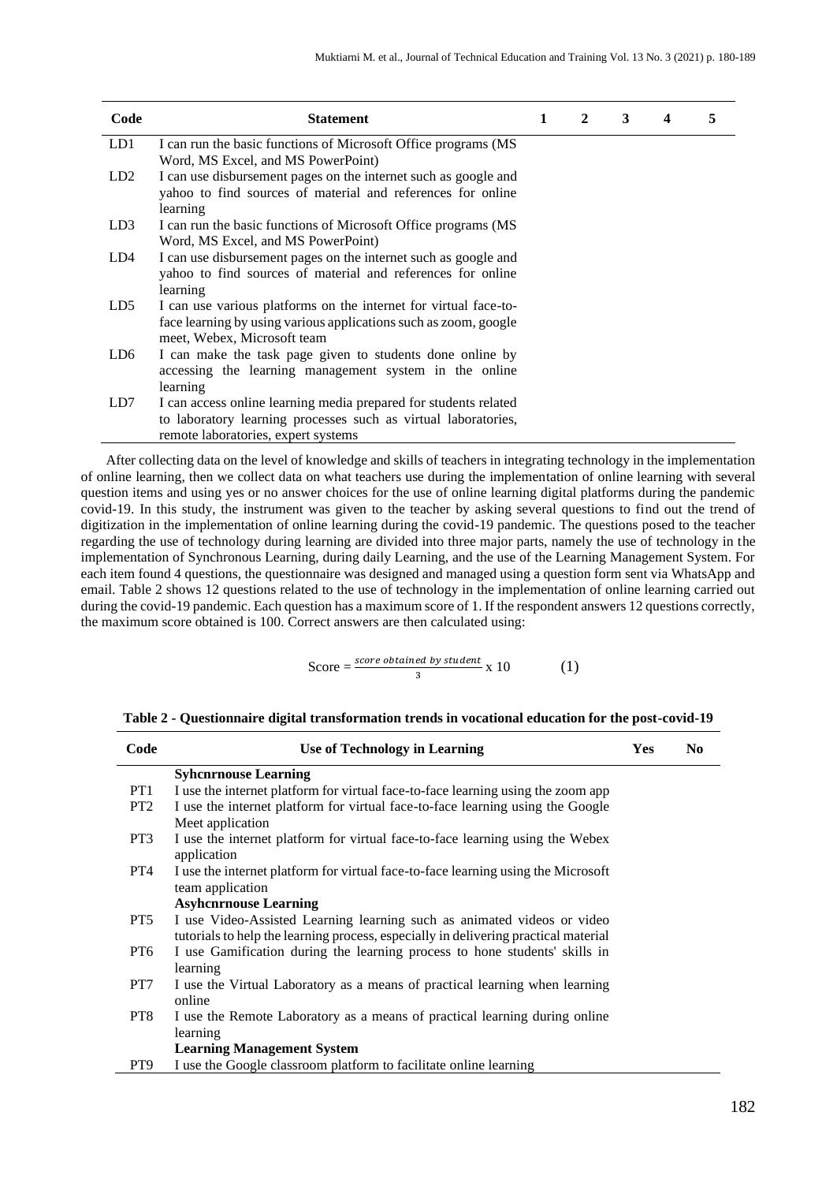| Code | Statement | 1 | 2 | 3 | 4 | 5 |
|---|---|---|---|---|---|---|
| LD1 | I can run the basic functions of Microsoft Office programs (MS Word, MS Excel, and MS PowerPoint) | | | | | |
| LD2 | I can use disbursement pages on the internet such as google and yahoo to find sources of material and references for online learning | | | | | |
| LD3 | I can run the basic functions of Microsoft Office programs (MS Word, MS Excel, and MS PowerPoint) | | | | | |
| LD4 | I can use disbursement pages on the internet such as google and yahoo to find sources of material and references for online learning | | | | | |
| LD5 | I can use various platforms on the internet for virtual face-to-face learning by using various applications such as zoom, google meet, Webex, Microsoft team | | | | | |
| LD6 | I can make the task page given to students done online by accessing the learning management system in the online learning | | | | | |
| LD7 | I can access online learning media prepared for students related to laboratory learning processes such as virtual laboratories, remote laboratories, expert systems | | | | | |

After collecting data on the level of knowledge and skills of teachers in integrating technology in the implementation of online learning, then we collect data on what teachers use during the implementation of online learning with several question items and using yes or no answer choices for the use of online learning digital platforms during the pandemic covid-19. In this study, the instrument was given to the teacher by asking several questions to find out the trend of digitization in the implementation of online learning during the covid-19 pandemic. The questions posed to the teacher regarding the use of technology during learning are divided into three major parts, namely the use of technology in the implementation of Synchronous Learning, during daily Learning, and the use of the Learning Management System. For each item found 4 questions, the questionnaire was designed and managed using a question form sent via WhatsApp and email. Table 2 shows 12 questions related to the use of technology in the implementation of online learning carried out during the covid-19 pandemic. Each question has a maximum score of 1. If the respondent answers 12 questions correctly, the maximum score obtained is 100. Correct answers are then calculated using:

$$\text{Score} = \frac{\text{score obtained by student}}{3} \times 10 \qquad (1)$$

**Table 2 - Questionnaire digital transformation trends in vocational education for the post-covid-19**

| Code | Use of Technology in Learning | Yes | No |
|---|---|---|---|
| | **Syhcnrnouse Learning** | | |
| PT1 | I use the internet platform for virtual face-to-face learning using the zoom app | | |
| PT2 | I use the internet platform for virtual face-to-face learning using the Google Meet application | | |
| PT3 | I use the internet platform for virtual face-to-face learning using the Webex application | | |
| PT4 | I use the internet platform for virtual face-to-face learning using the Microsoft team application | | |
| | **Asyhcnrnouse Learning** | | |
| PT5 | I use Video-Assisted Learning learning such as animated videos or video tutorials to help the learning process, especially in delivering practical material | | |
| PT6 | I use Gamification during the learning process to hone students' skills in learning | | |
| PT7 | I use the Virtual Laboratory as a means of practical learning when learning online | | |
| PT8 | I use the Remote Laboratory as a means of practical learning during online learning | | |
| | **Learning Management System** | | |
| PT9 | I use the Google classroom platform to facilitate online learning | | |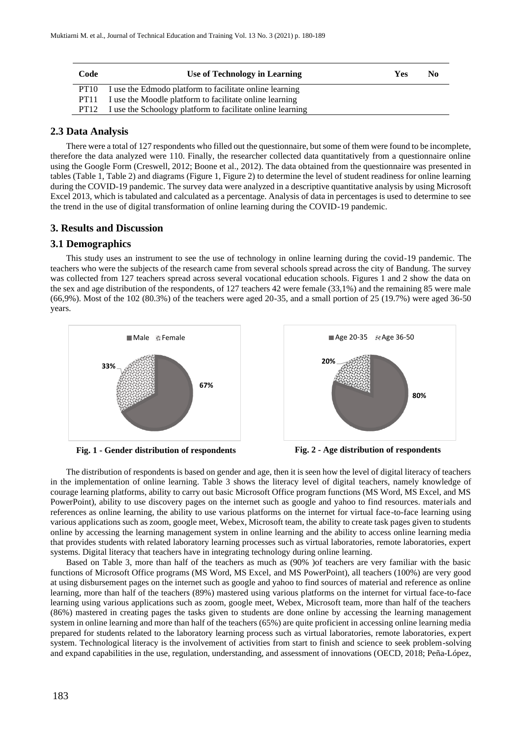| Code | Use of Technology in Learning | Yes | No |
|---|---|---|---|
| PT10 | I use the Edmodo platform to facilitate online learning | | |
| PT11 | I use the Moodle platform to facilitate online learning | | |
| PT12 | I use the Schoology platform to facilitate online learning | | |

## 2.3 Data Analysis

There were a total of 127 respondents who filled out the questionnaire, but some of them were found to be incomplete, therefore the data analyzed were 110. Finally, the researcher collected data quantitatively from a questionnaire online using the Google Form (Creswell, 2012; Boone et al., 2012). The data obtained from the questionnaire was presented in tables (Table 1, Table 2) and diagrams (Figure 1, Figure 2) to determine the level of student readiness for online learning during the COVID-19 pandemic. The survey data were analyzed in a descriptive quantitative analysis by using Microsoft Excel 2013, which is tabulated and calculated as a percentage. Analysis of data in percentages is used to determine to see the trend in the use of digital transformation of online learning during the COVID-19 pandemic.

# 3. Results and Discussion

## 3.1 Demographics

This study uses an instrument to see the use of technology in online learning during the covid-19 pandemic. The teachers who were the subjects of the research came from several schools spread across the city of Bandung. The survey was collected from 127 teachers spread across several vocational education schools. Figures 1 and 2 show the data on the sex and age distribution of the respondents, of 127 teachers 42 were female (33,1%) and the remaining 85 were male (66,9%). Most of the 102 (80.3%) of the teachers were aged 20-35, and a small portion of 25 (19.7%) were aged 36-50 years.

Male: 67%, Female: 33%

**Fig. 1 - Gender distribution of respondents**

Age 20-35: 80%, Age 36-50: 20%

**Fig. 2 - Age distribution of respondents**

The distribution of respondents is based on gender and age, then it is seen how the level of digital literacy of teachers in the implementation of online learning. Table 3 shows the literacy level of digital teachers, namely knowledge of courage learning platforms, ability to carry out basic Microsoft Office program functions (MS Word, MS Excel, and MS PowerPoint), ability to use discovery pages on the internet such as google and yahoo to find resources. materials and references as online learning, the ability to use various platforms on the internet for virtual face-to-face learning using various applications such as zoom, google meet, Webex, Microsoft team, the ability to create task pages given to students online by accessing the learning management system in online learning and the ability to access online learning media that provides students with related laboratory learning processes such as virtual laboratories, remote laboratories, expert systems. Digital literacy that teachers have in integrating technology during online learning.

Based on Table 3, more than half of the teachers as much as (90% )of teachers are very familiar with the basic functions of Microsoft Office programs (MS Word, MS Excel, and MS PowerPoint), all teachers (100%) are very good at using disbursement pages on the internet such as google and yahoo to find sources of material and reference as online learning, more than half of the teachers (89%) mastered using various platforms on the internet for virtual face-to-face learning using various applications such as zoom, google meet, Webex, Microsoft team, more than half of the teachers (86%) mastered in creating pages the tasks given to students are done online by accessing the learning management system in online learning and more than half of the teachers (65%) are quite proficient in accessing online learning media prepared for students related to the laboratory learning process such as virtual laboratories, remote laboratories, expert system. Technological literacy is the involvement of activities from start to finish and science to seek problem-solving and expand capabilities in the use, regulation, understanding, and assessment of innovations (OECD, 2018; Peña-López,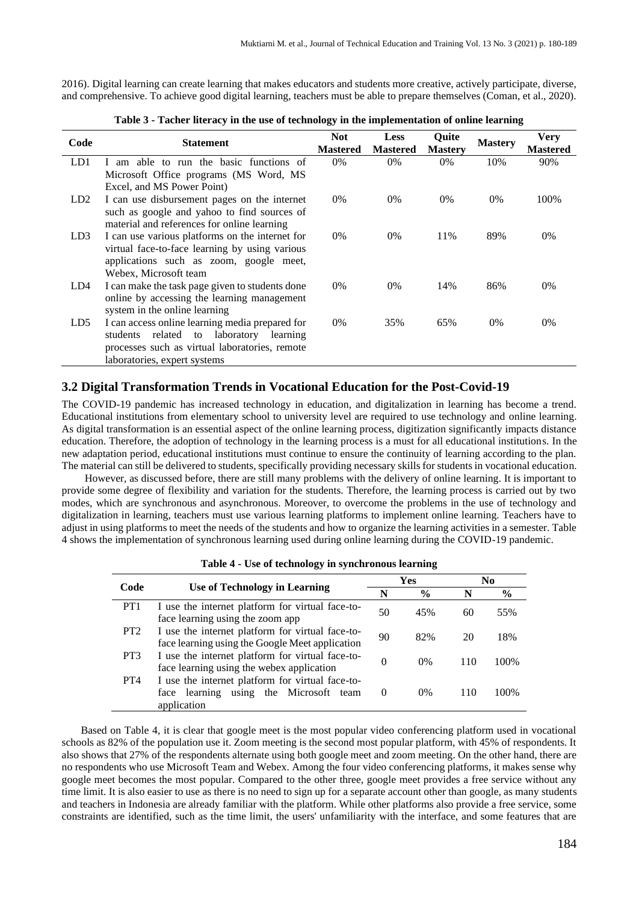2016). Digital learning can create learning that makes educators and students more creative, actively participate, diverse, and comprehensive. To achieve good digital learning, teachers must be able to prepare themselves (Coman, et al., 2020).

**Table 3 - Tacher literacy in the use of technology in the implementation of online learning**

| Code | Statement | Not Mastered | Less Mastered | Quite Mastery | Mastery | Very Mastered |
|---|---|---|---|---|---|---|
| LD1 | I am able to run the basic functions of Microsoft Office programs (MS Word, MS Excel, and MS Power Point) | 0% | 0% | 0% | 10% | 90% |
| LD2 | I can use disbursement pages on the internet such as google and yahoo to find sources of material and references for online learning | 0% | 0% | 0% | 0% | 100% |
| LD3 | I can use various platforms on the internet for virtual face-to-face learning by using various applications such as zoom, google meet, Webex, Microsoft team | 0% | 0% | 11% | 89% | 0% |
| LD4 | I can make the task page given to students done online by accessing the learning management system in the online learning | 0% | 0% | 14% | 86% | 0% |
| LD5 | I can access online learning media prepared for students related to laboratory learning processes such as virtual laboratories, remote laboratories, expert systems | 0% | 35% | 65% | 0% | 0% |

## 3.2 Digital Transformation Trends in Vocational Education for the Post-Covid-19

The COVID-19 pandemic has increased technology in education, and digitalization in learning has become a trend. Educational institutions from elementary school to university level are required to use technology and online learning. As digital transformation is an essential aspect of the online learning process, digitization significantly impacts distance education. Therefore, the adoption of technology in the learning process is a must for all educational institutions. In the new adaptation period, educational institutions must continue to ensure the continuity of learning according to the plan. The material can still be delivered to students, specifically providing necessary skills for students in vocational education.

However, as discussed before, there are still many problems with the delivery of online learning. It is important to provide some degree of flexibility and variation for the students. Therefore, the learning process is carried out by two modes, which are synchronous and asynchronous. Moreover, to overcome the problems in the use of technology and digitalization in learning, teachers must use various learning platforms to implement online learning. Teachers have to adjust in using platforms to meet the needs of the students and how to organize the learning activities in a semester. Table 4 shows the implementation of synchronous learning used during online learning during the COVID-19 pandemic.

**Table 4 - Use of technology in synchronous learning**

| Code | Use of Technology in Learning | Yes | | No | |
|---|---|---|---|---|---|
| | | N | % | N | % |
| PT1 | I use the internet platform for virtual face-to-face learning using the zoom app | 50 | 45% | 60 | 55% |
| PT2 | I use the internet platform for virtual face-to-face learning using the Google Meet application | 90 | 82% | 20 | 18% |
| PT3 | I use the internet platform for virtual face-to-face learning using the webex application | 0 | 0% | 110 | 100% |
| PT4 | I use the internet platform for virtual face-to-face learning using the Microsoft team application | 0 | 0% | 110 | 100% |

Based on Table 4, it is clear that google meet is the most popular video conferencing platform used in vocational schools as 82% of the population use it. Zoom meeting is the second most popular platform, with 45% of respondents. It also shows that 27% of the respondents alternate using both google meet and zoom meeting. On the other hand, there are no respondents who use Microsoft Team and Webex. Among the four video conferencing platforms, it makes sense why google meet becomes the most popular. Compared to the other three, google meet provides a free service without any time limit. It is also easier to use as there is no need to sign up for a separate account other than google, as many students and teachers in Indonesia are already familiar with the platform. While other platforms also provide a free service, some constraints are identified, such as the time limit, the users' unfamiliarity with the interface, and some features that are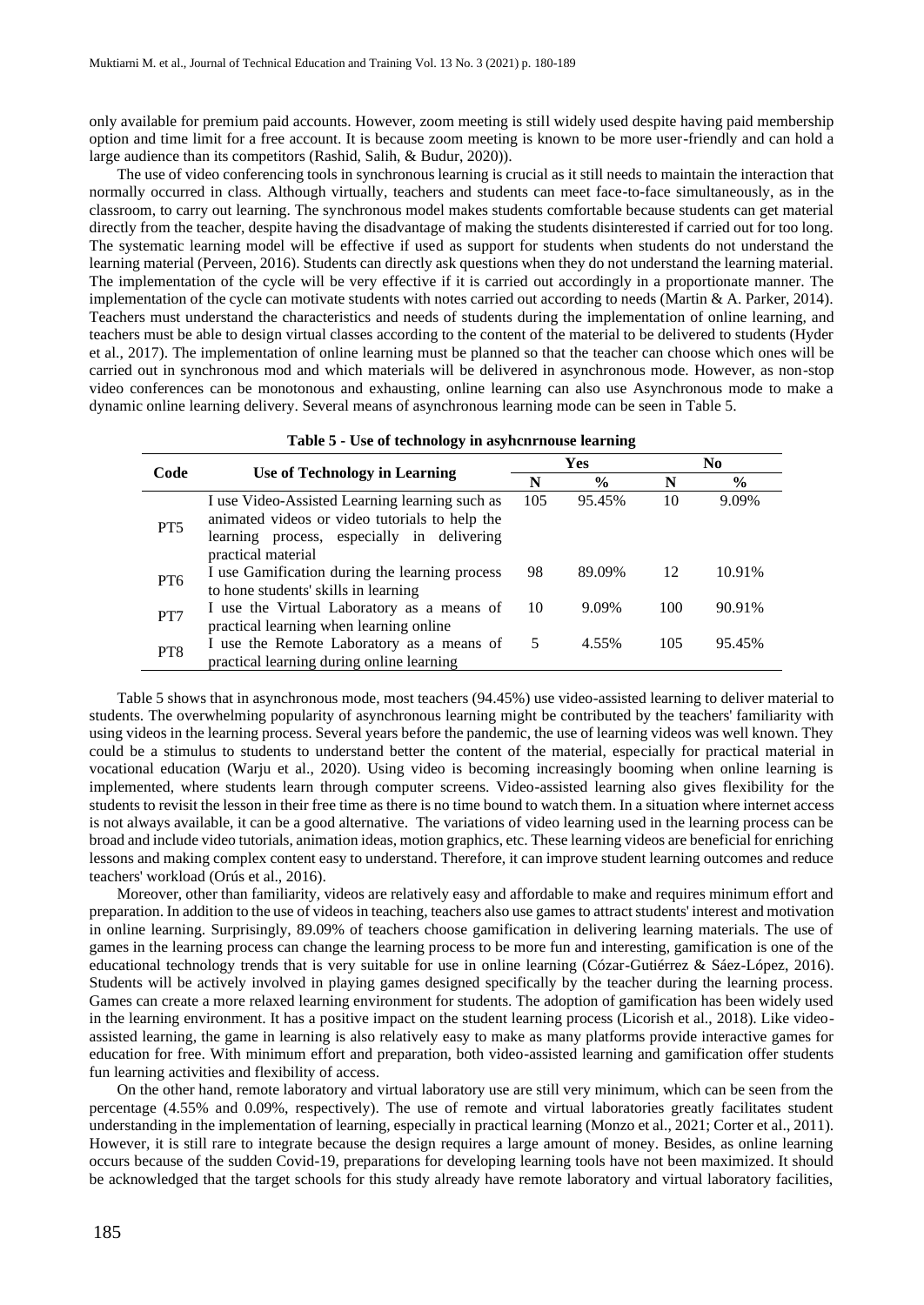only available for premium paid accounts. However, zoom meeting is still widely used despite having paid membership option and time limit for a free account. It is because zoom meeting is known to be more user-friendly and can hold a large audience than its competitors (Rashid, Salih, & Budur, 2020)).

The use of video conferencing tools in synchronous learning is crucial as it still needs to maintain the interaction that normally occurred in class. Although virtually, teachers and students can meet face-to-face simultaneously, as in the classroom, to carry out learning. The synchronous model makes students comfortable because students can get material directly from the teacher, despite having the disadvantage of making the students disinterested if carried out for too long. The systematic learning model will be effective if used as support for students when students do not understand the learning material (Perveen, 2016). Students can directly ask questions when they do not understand the learning material. The implementation of the cycle will be very effective if it is carried out accordingly in a proportionate manner. The implementation of the cycle can motivate students with notes carried out according to needs (Martin & A. Parker, 2014). Teachers must understand the characteristics and needs of students during the implementation of online learning, and teachers must be able to design virtual classes according to the content of the material to be delivered to students (Hyder et al., 2017). The implementation of online learning must be planned so that the teacher can choose which ones will be carried out in synchronous mod and which materials will be delivered in asynchronous mode. However, as non-stop video conferences can be monotonous and exhausting, online learning can also use Asynchronous mode to make a dynamic online learning delivery. Several means of asynchronous learning mode can be seen in Table 5.

**Table 5 - Use of technology in asyhcnrnouse learning**

| Code | Use of Technology in Learning | Yes | | No | |
|---|---|---|---|---|---|
| | | N | % | N | % |
| PT5 | I use Video-Assisted Learning learning such as animated videos or video tutorials to help the learning process, especially in delivering practical material | 105 | 95.45% | 10 | 9.09% |
| PT6 | I use Gamification during the learning process to hone students' skills in learning | 98 | 89.09% | 12 | 10.91% |
| PT7 | I use the Virtual Laboratory as a means of practical learning when learning online | 10 | 9.09% | 100 | 90.91% |
| PT8 | I use the Remote Laboratory as a means of practical learning during online learning | 5 | 4.55% | 105 | 95.45% |

Table 5 shows that in asynchronous mode, most teachers (94.45%) use video-assisted learning to deliver material to students. The overwhelming popularity of asynchronous learning might be contributed by the teachers' familiarity with using videos in the learning process. Several years before the pandemic, the use of learning videos was well known. They could be a stimulus to students to understand better the content of the material, especially for practical material in vocational education (Warju et al., 2020). Using video is becoming increasingly booming when online learning is implemented, where students learn through computer screens. Video-assisted learning also gives flexibility for the students to revisit the lesson in their free time as there is no time bound to watch them. In a situation where internet access is not always available, it can be a good alternative. The variations of video learning used in the learning process can be broad and include video tutorials, animation ideas, motion graphics, etc. These learning videos are beneficial for enriching lessons and making complex content easy to understand. Therefore, it can improve student learning outcomes and reduce teachers' workload (Orús et al., 2016).

Moreover, other than familiarity, videos are relatively easy and affordable to make and requires minimum effort and preparation. In addition to the use of videos in teaching, teachers also use games to attract students' interest and motivation in online learning. Surprisingly, 89.09% of teachers choose gamification in delivering learning materials. The use of games in the learning process can change the learning process to be more fun and interesting, gamification is one of the educational technology trends that is very suitable for use in online learning (Cózar-Gutiérrez & Sáez-López, 2016). Students will be actively involved in playing games designed specifically by the teacher during the learning process. Games can create a more relaxed learning environment for students. The adoption of gamification has been widely used in the learning environment. It has a positive impact on the student learning process (Licorish et al., 2018). Like video-assisted learning, the game in learning is also relatively easy to make as many platforms provide interactive games for education for free. With minimum effort and preparation, both video-assisted learning and gamification offer students fun learning activities and flexibility of access.

On the other hand, remote laboratory and virtual laboratory use are still very minimum, which can be seen from the percentage (4.55% and 0.09%, respectively). The use of remote and virtual laboratories greatly facilitates student understanding in the implementation of learning, especially in practical learning (Monzo et al., 2021; Corter et al., 2011). However, it is still rare to integrate because the design requires a large amount of money. Besides, as online learning occurs because of the sudden Covid-19, preparations for developing learning tools have not been maximized. It should be acknowledged that the target schools for this study already have remote laboratory and virtual laboratory facilities,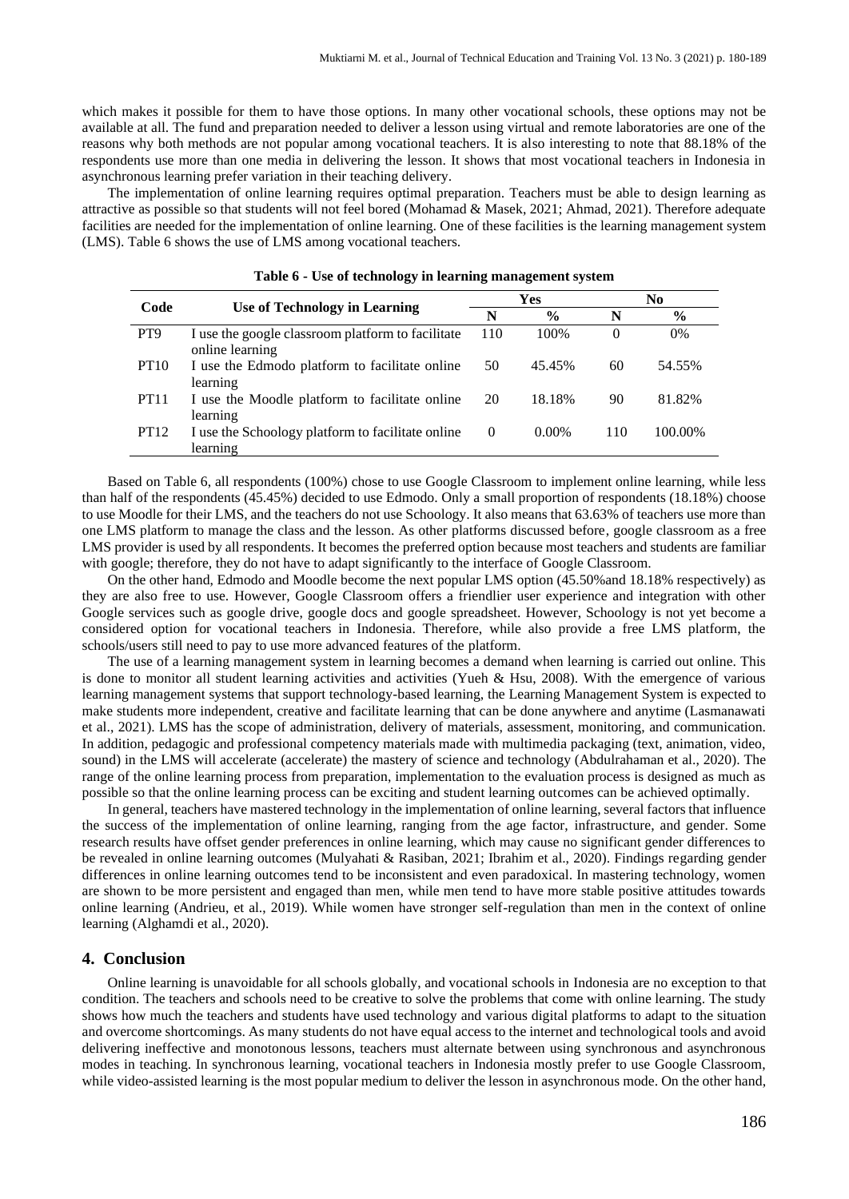which makes it possible for them to have those options. In many other vocational schools, these options may not be available at all. The fund and preparation needed to deliver a lesson using virtual and remote laboratories are one of the reasons why both methods are not popular among vocational teachers. It is also interesting to note that 88.18% of the respondents use more than one media in delivering the lesson. It shows that most vocational teachers in Indonesia in asynchronous learning prefer variation in their teaching delivery.

The implementation of online learning requires optimal preparation. Teachers must be able to design learning as attractive as possible so that students will not feel bored (Mohamad & Masek, 2021; Ahmad, 2021). Therefore adequate facilities are needed for the implementation of online learning. One of these facilities is the learning management system (LMS). Table 6 shows the use of LMS among vocational teachers.

**Table 6 - Use of technology in learning management system**

| Code | Use of Technology in Learning | Yes | | No | |
|---|---|---|---|---|---|
| | | N | % | N | % |
| PT9 | I use the google classroom platform to facilitate online learning | 110 | 100% | 0 | 0% |
| PT10 | I use the Edmodo platform to facilitate online learning | 50 | 45.45% | 60 | 54.55% |
| PT11 | I use the Moodle platform to facilitate online learning | 20 | 18.18% | 90 | 81.82% |
| PT12 | I use the Schoology platform to facilitate online learning | 0 | 0.00% | 110 | 100.00% |

Based on Table 6, all respondents (100%) chose to use Google Classroom to implement online learning, while less than half of the respondents (45.45%) decided to use Edmodo. Only a small proportion of respondents (18.18%) choose to use Moodle for their LMS, and the teachers do not use Schoology. It also means that 63.63% of teachers use more than one LMS platform to manage the class and the lesson. As other platforms discussed before, google classroom as a free LMS provider is used by all respondents. It becomes the preferred option because most teachers and students are familiar with google; therefore, they do not have to adapt significantly to the interface of Google Classroom.

On the other hand, Edmodo and Moodle become the next popular LMS option (45.50%and 18.18% respectively) as they are also free to use. However, Google Classroom offers a friendlier user experience and integration with other Google services such as google drive, google docs and google spreadsheet. However, Schoology is not yet become a considered option for vocational teachers in Indonesia. Therefore, while also provide a free LMS platform, the schools/users still need to pay to use more advanced features of the platform.

The use of a learning management system in learning becomes a demand when learning is carried out online. This is done to monitor all student learning activities and activities (Yueh & Hsu, 2008). With the emergence of various learning management systems that support technology-based learning, the Learning Management System is expected to make students more independent, creative and facilitate learning that can be done anywhere and anytime (Lasmanawati et al., 2021). LMS has the scope of administration, delivery of materials, assessment, monitoring, and communication. In addition, pedagogic and professional competency materials made with multimedia packaging (text, animation, video, sound) in the LMS will accelerate (accelerate) the mastery of science and technology (Abdulrahaman et al., 2020). The range of the online learning process from preparation, implementation to the evaluation process is designed as much as possible so that the online learning process can be exciting and student learning outcomes can be achieved optimally.

In general, teachers have mastered technology in the implementation of online learning, several factors that influence the success of the implementation of online learning, ranging from the age factor, infrastructure, and gender. Some research results have offset gender preferences in online learning, which may cause no significant gender differences to be revealed in online learning outcomes (Mulyahati & Rasiban, 2021; Ibrahim et al., 2020). Findings regarding gender differences in online learning outcomes tend to be inconsistent and even paradoxical. In mastering technology, women are shown to be more persistent and engaged than men, while men tend to have more stable positive attitudes towards online learning (Andrieu, et al., 2019). While women have stronger self-regulation than men in the context of online learning (Alghamdi et al., 2020).

## 4. Conclusion

Online learning is unavoidable for all schools globally, and vocational schools in Indonesia are no exception to that condition. The teachers and schools need to be creative to solve the problems that come with online learning. The study shows how much the teachers and students have used technology and various digital platforms to adapt to the situation and overcome shortcomings. As many students do not have equal access to the internet and technological tools and avoid delivering ineffective and monotonous lessons, teachers must alternate between using synchronous and asynchronous modes in teaching. In synchronous learning, vocational teachers in Indonesia mostly prefer to use Google Classroom, while video-assisted learning is the most popular medium to deliver the lesson in asynchronous mode. On the other hand,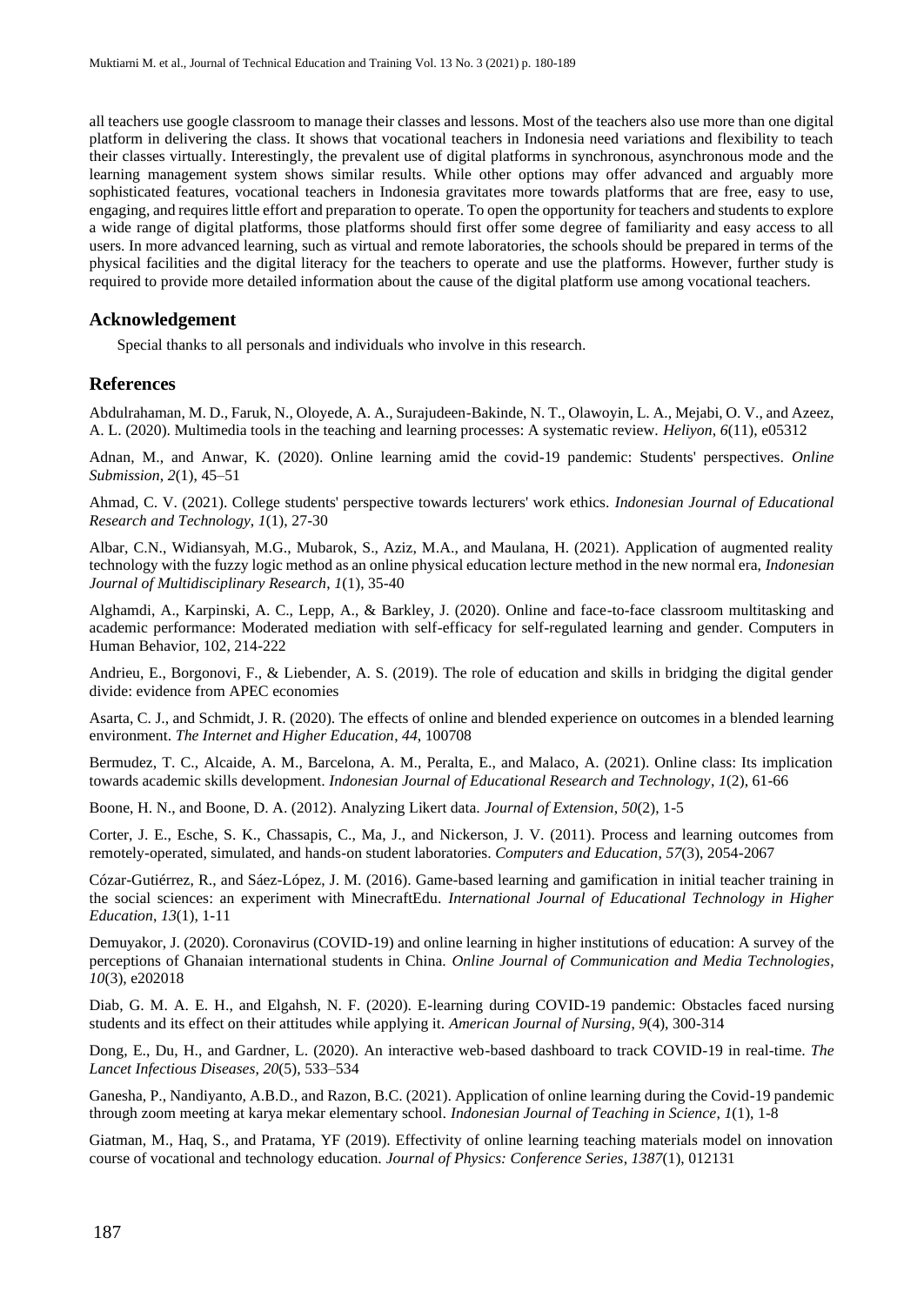all teachers use google classroom to manage their classes and lessons. Most of the teachers also use more than one digital platform in delivering the class. It shows that vocational teachers in Indonesia need variations and flexibility to teach their classes virtually. Interestingly, the prevalent use of digital platforms in synchronous, asynchronous mode and the learning management system shows similar results. While other options may offer advanced and arguably more sophisticated features, vocational teachers in Indonesia gravitates more towards platforms that are free, easy to use, engaging, and requires little effort and preparation to operate. To open the opportunity for teachers and students to explore a wide range of digital platforms, those platforms should first offer some degree of familiarity and easy access to all users. In more advanced learning, such as virtual and remote laboratories, the schools should be prepared in terms of the physical facilities and the digital literacy for the teachers to operate and use the platforms. However, further study is required to provide more detailed information about the cause of the digital platform use among vocational teachers.

## Acknowledgement

Special thanks to all personals and individuals who involve in this research.

## References

Abdulrahaman, M. D., Faruk, N., Oloyede, A. A., Surajudeen-Bakinde, N. T., Olawoyin, L. A., Mejabi, O. V., and Azeez, A. L. (2020). Multimedia tools in the teaching and learning processes: A systematic review. *Heliyon*, *6*(11), e05312

Adnan, M., and Anwar, K. (2020). Online learning amid the covid-19 pandemic: Students' perspectives. *Online Submission*, *2*(1), 45–51

Ahmad, C. V. (2021). College students' perspective towards lecturers' work ethics. *Indonesian Journal of Educational Research and Technology*, *1*(1), 27-30

Albar, C.N., Widiansyah, M.G., Mubarok, S., Aziz, M.A., and Maulana, H. (2021). Application of augmented reality technology with the fuzzy logic method as an online physical education lecture method in the new normal era, *Indonesian Journal of Multidisciplinary Research*, *1*(1), 35-40

Alghamdi, A., Karpinski, A. C., Lepp, A., & Barkley, J. (2020). Online and face-to-face classroom multitasking and academic performance: Moderated mediation with self-efficacy for self-regulated learning and gender. Computers in Human Behavior, 102, 214-222

Andrieu, E., Borgonovi, F., & Liebender, A. S. (2019). The role of education and skills in bridging the digital gender divide: evidence from APEC economies

Asarta, C. J., and Schmidt, J. R. (2020). The effects of online and blended experience on outcomes in a blended learning environment. *The Internet and Higher Education*, *44*, 100708

Bermudez, T. C., Alcaide, A. M., Barcelona, A. M., Peralta, E., and Malaco, A. (2021). Online class: Its implication towards academic skills development. *Indonesian Journal of Educational Research and Technology*, *1*(2), 61-66

Boone, H. N., and Boone, D. A. (2012). Analyzing Likert data. *Journal of Extension*, *50*(2), 1-5

Corter, J. E., Esche, S. K., Chassapis, C., Ma, J., and Nickerson, J. V. (2011). Process and learning outcomes from remotely-operated, simulated, and hands-on student laboratories. *Computers and Education*, *57*(3), 2054-2067

Cózar-Gutiérrez, R., and Sáez-López, J. M. (2016). Game-based learning and gamification in initial teacher training in the social sciences: an experiment with MinecraftEdu. *International Journal of Educational Technology in Higher Education*, *13*(1), 1-11

Demuyakor, J. (2020). Coronavirus (COVID-19) and online learning in higher institutions of education: A survey of the perceptions of Ghanaian international students in China. *Online Journal of Communication and Media Technologies*, *10*(3), e202018

Diab, G. M. A. E. H., and Elgahsh, N. F. (2020). E-learning during COVID-19 pandemic: Obstacles faced nursing students and its effect on their attitudes while applying it. *American Journal of Nursing*, *9*(4), 300-314

Dong, E., Du, H., and Gardner, L. (2020). An interactive web-based dashboard to track COVID-19 in real-time. *The Lancet Infectious Diseases*, *20*(5), 533–534

Ganesha, P., Nandiyanto, A.B.D., and Razon, B.C. (2021). Application of online learning during the Covid-19 pandemic through zoom meeting at karya mekar elementary school. *Indonesian Journal of Teaching in Science*, *1*(1), 1-8

Giatman, M., Haq, S., and Pratama, YF (2019). Effectivity of online learning teaching materials model on innovation course of vocational and technology education. *Journal of Physics: Conference Series*, *1387*(1), 012131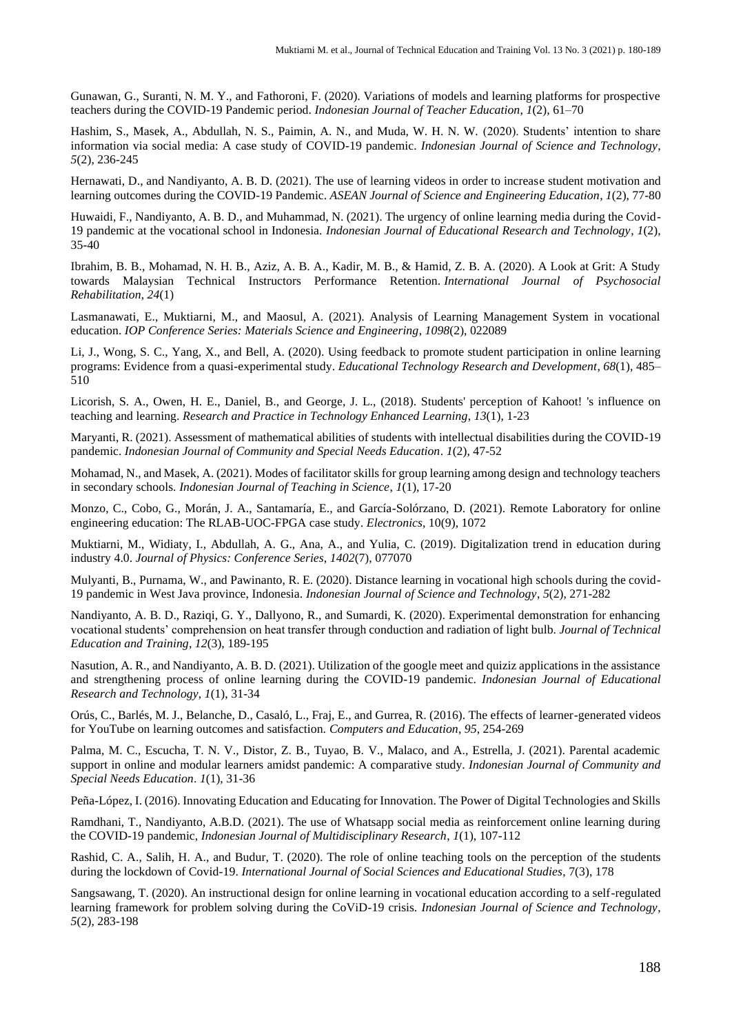Gunawan, G., Suranti, N. M. Y., and Fathoroni, F. (2020). Variations of models and learning platforms for prospective teachers during the COVID-19 Pandemic period. *Indonesian Journal of Teacher Education*, *1*(2), 61–70

Hashim, S., Masek, A., Abdullah, N. S., Paimin, A. N., and Muda, W. H. N. W. (2020). Students' intention to share information via social media: A case study of COVID-19 pandemic. *Indonesian Journal of Science and Technology*, *5*(2), 236-245

Hernawati, D., and Nandiyanto, A. B. D. (2021). The use of learning videos in order to increase student motivation and learning outcomes during the COVID-19 Pandemic. *ASEAN Journal of Science and Engineering Education*, *1*(2), 77-80

Huwaidi, F., Nandiyanto, A. B. D., and Muhammad, N. (2021). The urgency of online learning media during the Covid-19 pandemic at the vocational school in Indonesia. *Indonesian Journal of Educational Research and Technology*, *1*(2), 35-40

Ibrahim, B. B., Mohamad, N. H. B., Aziz, A. B. A., Kadir, M. B., & Hamid, Z. B. A. (2020). A Look at Grit: A Study towards Malaysian Technical Instructors Performance Retention. *International Journal of Psychosocial Rehabilitation*, *24*(1)

Lasmanawati, E., Muktiarni, M., and Maosul, A. (2021). Analysis of Learning Management System in vocational education. *IOP Conference Series: Materials Science and Engineering*, *1098*(2), 022089

Li, J., Wong, S. C., Yang, X., and Bell, A. (2020). Using feedback to promote student participation in online learning programs: Evidence from a quasi-experimental study. *Educational Technology Research and Development*, *68*(1), 485–510

Licorish, S. A., Owen, H. E., Daniel, B., and George, J. L., (2018). Students' perception of Kahoot! 's influence on teaching and learning. *Research and Practice in Technology Enhanced Learning*, *13*(1), 1-23

Maryanti, R. (2021). Assessment of mathematical abilities of students with intellectual disabilities during the COVID-19 pandemic. *Indonesian Journal of Community and Special Needs Education*. *1*(2), 47-52

Mohamad, N., and Masek, A. (2021). Modes of facilitator skills for group learning among design and technology teachers in secondary schools. *Indonesian Journal of Teaching in Science*, *1*(1), 17-20

Monzo, C., Cobo, G., Morán, J. A., Santamaría, E., and García-Solórzano, D. (2021). Remote Laboratory for online engineering education: The RLAB-UOC-FPGA case study. *Electronics*, 10(9), 1072

Muktiarni, M., Widiaty, I., Abdullah, A. G., Ana, A., and Yulia, C. (2019). Digitalization trend in education during industry 4.0. *Journal of Physics: Conference Series*, *1402*(7), 077070

Mulyanti, B., Purnama, W., and Pawinanto, R. E. (2020). Distance learning in vocational high schools during the covid-19 pandemic in West Java province, Indonesia. *Indonesian Journal of Science and Technology*, *5*(2), 271-282

Nandiyanto, A. B. D., Raziqi, G. Y., Dallyono, R., and Sumardi, K. (2020). Experimental demonstration for enhancing vocational students' comprehension on heat transfer through conduction and radiation of light bulb. *Journal of Technical Education and Training*, *12*(3), 189-195

Nasution, A. R., and Nandiyanto, A. B. D. (2021). Utilization of the google meet and quiziz applications in the assistance and strengthening process of online learning during the COVID-19 pandemic. *Indonesian Journal of Educational Research and Technology*, *1*(1), 31-34

Orús, C., Barlés, M. J., Belanche, D., Casaló, L., Fraj, E., and Gurrea, R. (2016). The effects of learner-generated videos for YouTube on learning outcomes and satisfaction. *Computers and Education*, *95*, 254-269

Palma, M. C., Escucha, T. N. V., Distor, Z. B., Tuyao, B. V., Malaco, and A., Estrella, J. (2021). Parental academic support in online and modular learners amidst pandemic: A comparative study. *Indonesian Journal of Community and Special Needs Education*. *1*(1), 31-36

Peña-López, I. (2016). Innovating Education and Educating for Innovation. The Power of Digital Technologies and Skills

Ramdhani, T., Nandiyanto, A.B.D. (2021). The use of Whatsapp social media as reinforcement online learning during the COVID-19 pandemic, *Indonesian Journal of Multidisciplinary Research*, *1*(1), 107-112

Rashid, C. A., Salih, H. A., and Budur, T. (2020). The role of online teaching tools on the perception of the students during the lockdown of Covid-19. *International Journal of Social Sciences and Educational Studies*, 7(3), 178

Sangsawang, T. (2020). An instructional design for online learning in vocational education according to a self-regulated learning framework for problem solving during the CoViD-19 crisis. *Indonesian Journal of Science and Technology*, *5*(2), 283-198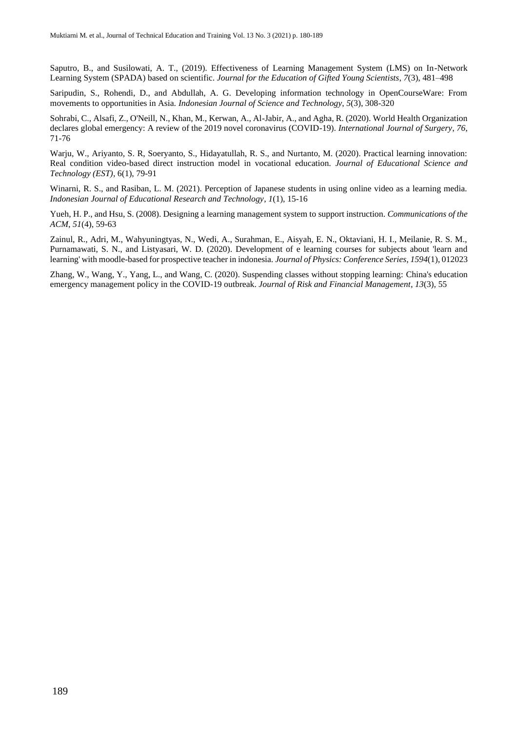Saputro, B., and Susilowati, A. T., (2019). Effectiveness of Learning Management System (LMS) on In-Network Learning System (SPADA) based on scientific. *Journal for the Education of Gifted Young Scientists*, *7*(3), 481–498

Saripudin, S., Rohendi, D., and Abdullah, A. G. Developing information technology in OpenCourseWare: From movements to opportunities in Asia. *Indonesian Journal of Science and Technology*, *5*(3), 308-320

Sohrabi, C., Alsafi, Z., O'Neill, N., Khan, M., Kerwan, A., Al-Jabir, A., and Agha, R. (2020). World Health Organization declares global emergency: A review of the 2019 novel coronavirus (COVID-19). *International Journal of Surgery*, *76*, 71-76

Warju, W., Ariyanto, S. R, Soeryanto, S., Hidayatullah, R. S., and Nurtanto, M. (2020). Practical learning innovation: Real condition video-based direct instruction model in vocational education. *Journal of Educational Science and Technology (EST)*, 6(1), 79-91

Winarni, R. S., and Rasiban, L. M. (2021). Perception of Japanese students in using online video as a learning media. *Indonesian Journal of Educational Research and Technology*, *1*(1), 15-16

Yueh, H. P., and Hsu, S. (2008). Designing a learning management system to support instruction. *Communications of the ACM*, *51*(4), 59-63

Zainul, R., Adri, M., Wahyuningtyas, N., Wedi, A., Surahman, E., Aisyah, E. N., Oktaviani, H. I., Meilanie, R. S. M., Purnamawati, S. N., and Listyasari, W. D. (2020). Development of e learning courses for subjects about 'learn and learning' with moodle-based for prospective teacher in indonesia. *Journal of Physics: Conference Series*, *1594*(1), 012023

Zhang, W., Wang, Y., Yang, L., and Wang, C. (2020). Suspending classes without stopping learning: China's education emergency management policy in the COVID-19 outbreak. *Journal of Risk and Financial Management*, *13*(3), 55